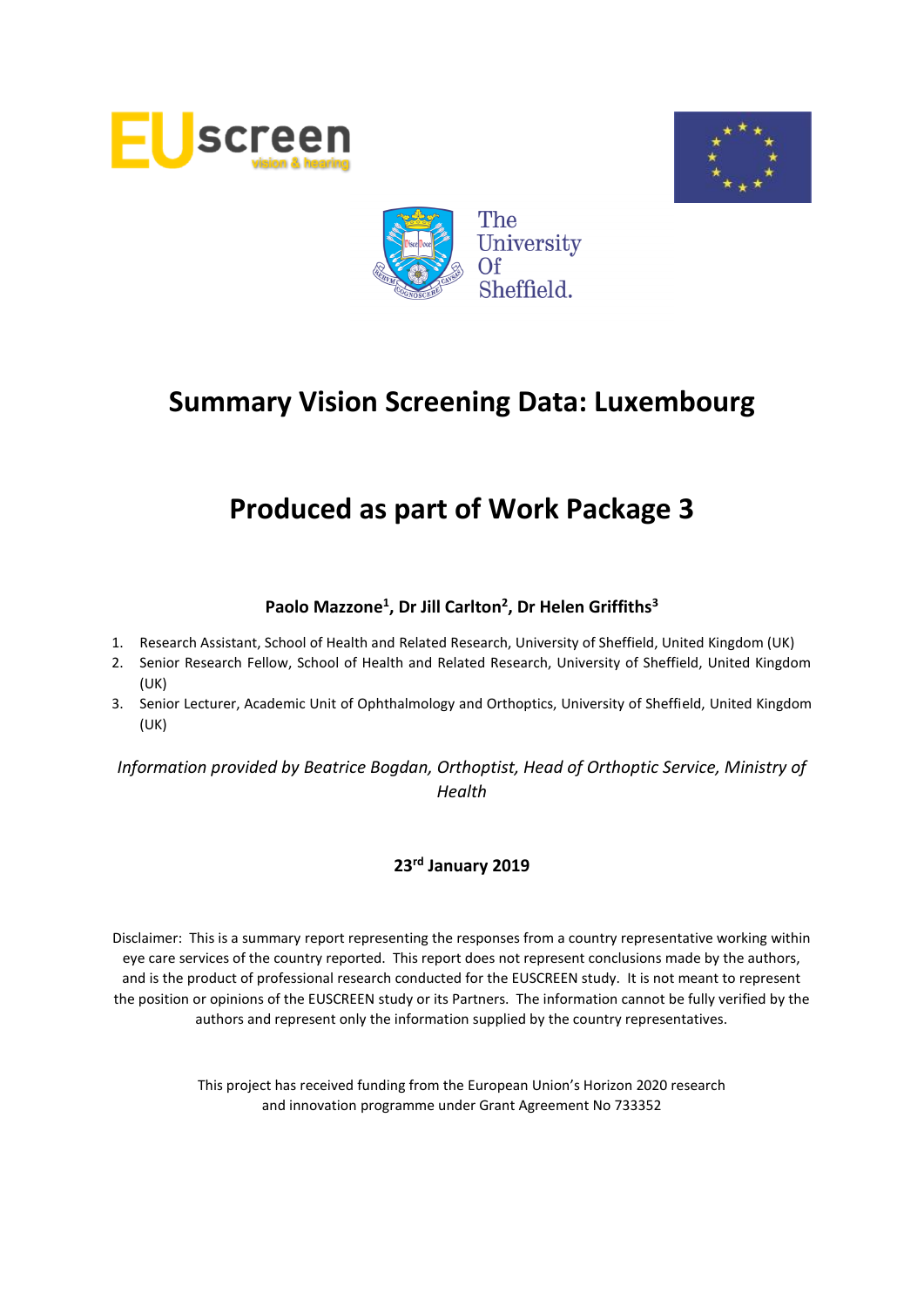# Summary Vision Screening Data: Luxembourg

# Produced as part of Work Package 3

**Paolo Mazzone[1], Dr Jill Carlton[2], Dr Helen Griffiths[3]**

1. Research Assistant, School of Health and Related Research, University of Sheffield, United Kingdom (UK)
2. Senior Research Fellow, School of Health and Related Research, University of Sheffield, United Kingdom (UK)
3. Senior Lecturer, Academic Unit of Ophthalmology and Orthoptics, University of Sheffield, United Kingdom (UK)

*Information provided by Beatrice Bogdan, Orthoptist, Head of Orthoptic Service, Ministry of Health*

**23rd January 2019**

Disclaimer: This is a summary report representing the responses from a country representative working within eye care services of the country reported. This report does not represent conclusions made by the authors, and is the product of professional research conducted for the EUSCREEN study. It is not meant to represent the position or opinions of the EUSCREEN study or its Partners. The information cannot be fully verified by the authors and represent only the information supplied by the country representatives.

This project has received funding from the European Union's Horizon 2020 research and innovation programme under Grant Agreement No 733352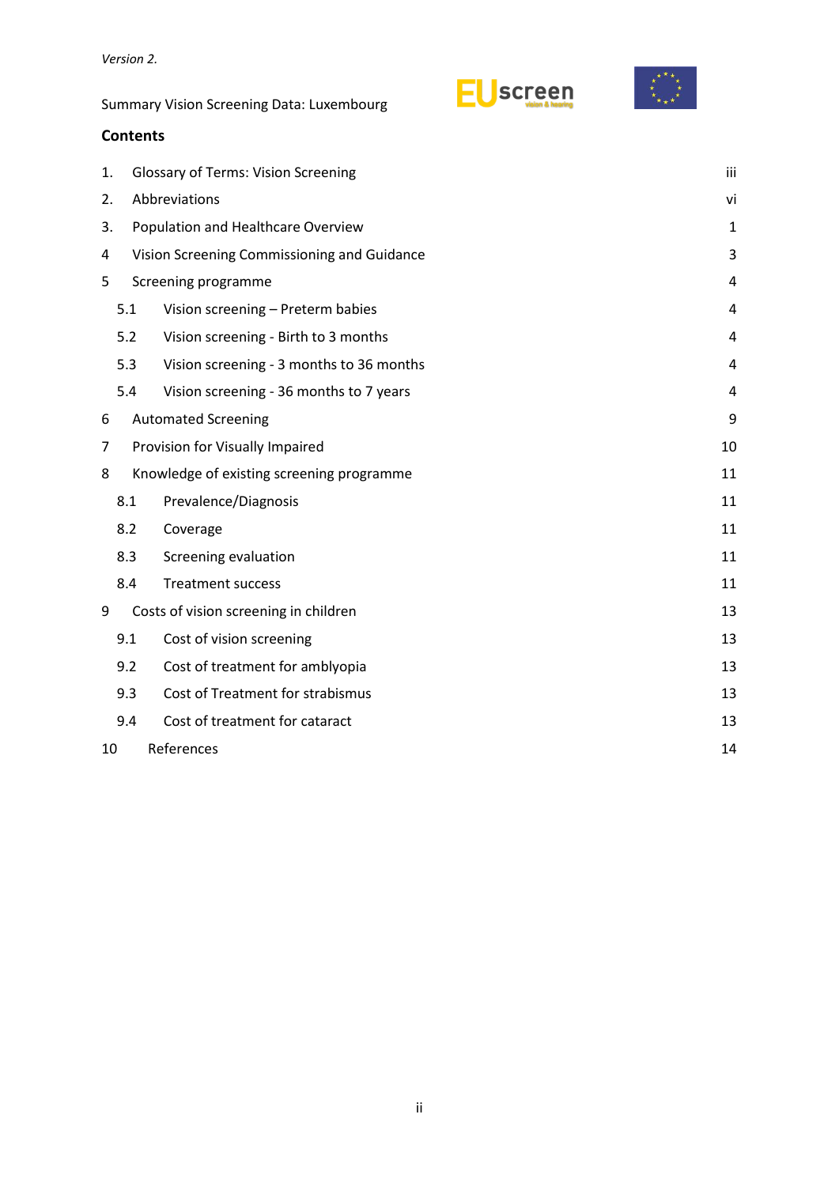*Version 2.*

Summary Vision Screening Data: Luxembourg

## Contents

| | | |
|---|---|---|
| 1. | Glossary of Terms: Vision Screening | iii |
| 2. | Abbreviations | vi |
| 3. | Population and Healthcare Overview | 1 |
| 4 | Vision Screening Commissioning and Guidance | 3 |
| 5 | Screening programme | 4 |
| 5.1 | Vision screening – Preterm babies | 4 |
| 5.2 | Vision screening - Birth to 3 months | 4 |
| 5.3 | Vision screening - 3 months to 36 months | 4 |
| 5.4 | Vision screening - 36 months to 7 years | 4 |
| 6 | Automated Screening | 9 |
| 7 | Provision for Visually Impaired | 10 |
| 8 | Knowledge of existing screening programme | 11 |
| 8.1 | Prevalence/Diagnosis | 11 |
| 8.2 | Coverage | 11 |
| 8.3 | Screening evaluation | 11 |
| 8.4 | Treatment success | 11 |
| 9 | Costs of vision screening in children | 13 |
| 9.1 | Cost of vision screening | 13 |
| 9.2 | Cost of treatment for amblyopia | 13 |
| 9.3 | Cost of Treatment for strabismus | 13 |
| 9.4 | Cost of treatment for cataract | 13 |
| 10 | References | 14 |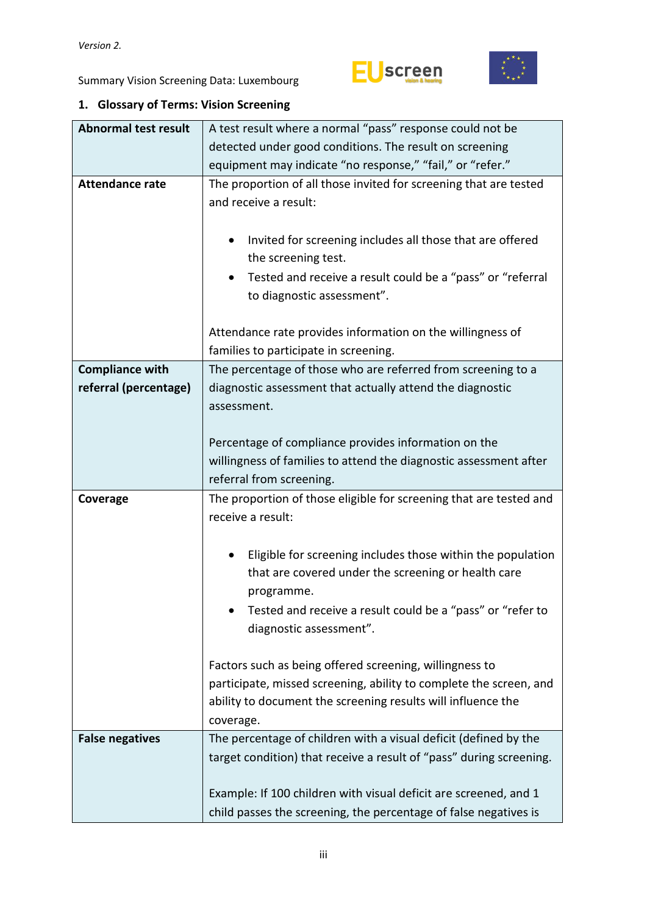## 1. Glossary of Terms: Vision Screening

| | |
|---|---|
| **Abnormal test result** | A test result where a normal "pass" response could not be detected under good conditions. The result on screening equipment may indicate "no response," "fail," or "refer." |
| **Attendance rate** | The proportion of all those invited for screening that are tested and receive a result:<br><br>• Invited for screening includes all those that are offered the screening test.<br>• Tested and receive a result could be a "pass" or "referral to diagnostic assessment".<br><br>Attendance rate provides information on the willingness of families to participate in screening. |
| **Compliance with referral (percentage)** | The percentage of those who are referred from screening to a diagnostic assessment that actually attend the diagnostic assessment.<br><br>Percentage of compliance provides information on the willingness of families to attend the diagnostic assessment after referral from screening. |
| **Coverage** | The proportion of those eligible for screening that are tested and receive a result:<br><br>• Eligible for screening includes those within the population that are covered under the screening or health care programme.<br>• Tested and receive a result could be a "pass" or "refer to diagnostic assessment".<br><br>Factors such as being offered screening, willingness to participate, missed screening, ability to complete the screen, and ability to document the screening results will influence the coverage. |
| **False negatives** | The percentage of children with a visual deficit (defined by the target condition) that receive a result of "pass" during screening.<br><br>Example: If 100 children with visual deficit are screened, and 1 child passes the screening, the percentage of false negatives is |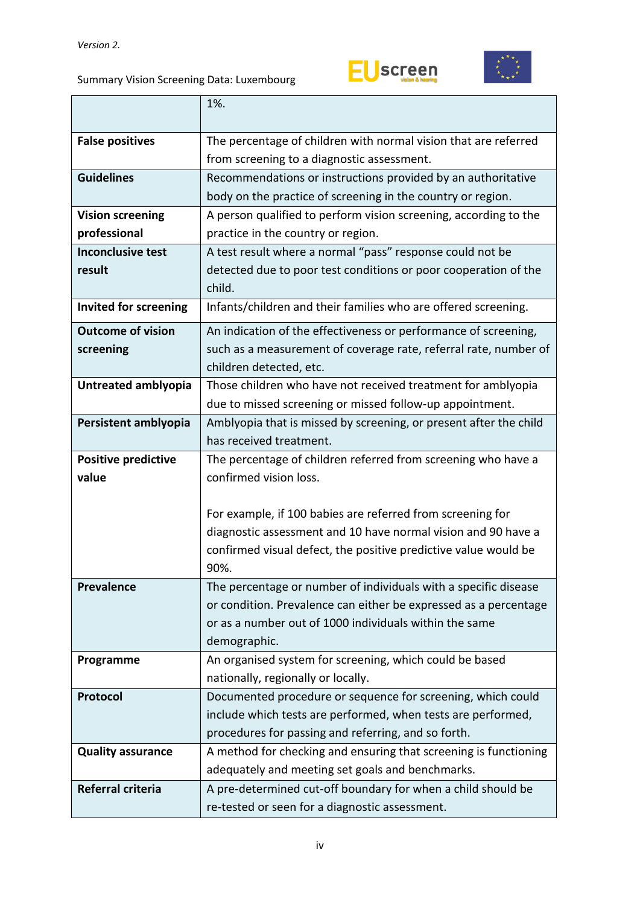| | |
|---|---|
| | 1%. |
| **False positives** | The percentage of children with normal vision that are referred from screening to a diagnostic assessment. |
| **Guidelines** | Recommendations or instructions provided by an authoritative body on the practice of screening in the country or region. |
| **Vision screening professional** | A person qualified to perform vision screening, according to the practice in the country or region. |
| **Inconclusive test result** | A test result where a normal “pass” response could not be detected due to poor test conditions or poor cooperation of the child. |
| **Invited for screening** | Infants/children and their families who are offered screening. |
| **Outcome of vision screening** | An indication of the effectiveness or performance of screening, such as a measurement of coverage rate, referral rate, number of children detected, etc. |
| **Untreated amblyopia** | Those children who have not received treatment for amblyopia due to missed screening or missed follow-up appointment. |
| **Persistent amblyopia** | Amblyopia that is missed by screening, or present after the child has received treatment. |
| **Positive predictive value** | The percentage of children referred from screening who have a confirmed vision loss.<br><br>For example, if 100 babies are referred from screening for diagnostic assessment and 10 have normal vision and 90 have a confirmed visual defect, the positive predictive value would be 90%. |
| **Prevalence** | The percentage or number of individuals with a specific disease or condition. Prevalence can either be expressed as a percentage or as a number out of 1000 individuals within the same demographic. |
| **Programme** | An organised system for screening, which could be based nationally, regionally or locally. |
| **Protocol** | Documented procedure or sequence for screening, which could include which tests are performed, when tests are performed, procedures for passing and referring, and so forth. |
| **Quality assurance** | A method for checking and ensuring that screening is functioning adequately and meeting set goals and benchmarks. |
| **Referral criteria** | A pre-determined cut-off boundary for when a child should be re-tested or seen for a diagnostic assessment. |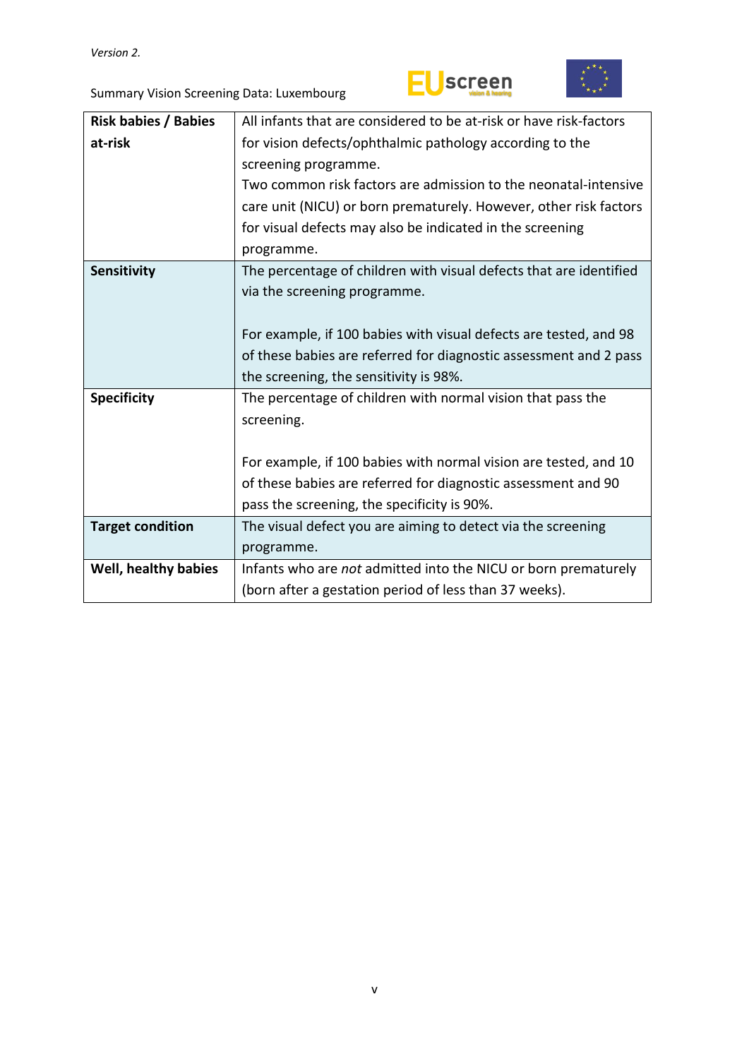| Risk babies / Babies at-risk | All infants that are considered to be at-risk or have risk-factors for vision defects/ophthalmic pathology according to the screening programme. Two common risk factors are admission to the neonatal-intensive care unit (NICU) or born prematurely. However, other risk factors for visual defects may also be indicated in the screening programme. |
|---|---|
| **Sensitivity** | The percentage of children with visual defects that are identified via the screening programme.<br><br>For example, if 100 babies with visual defects are tested, and 98 of these babies are referred for diagnostic assessment and 2 pass the screening, the sensitivity is 98%. |
| **Specificity** | The percentage of children with normal vision that pass the screening.<br><br>For example, if 100 babies with normal vision are tested, and 10 of these babies are referred for diagnostic assessment and 90 pass the screening, the specificity is 90%. |
| **Target condition** | The visual defect you are aiming to detect via the screening programme. |
| **Well, healthy babies** | Infants who are *not* admitted into the NICU or born prematurely (born after a gestation period of less than 37 weeks). |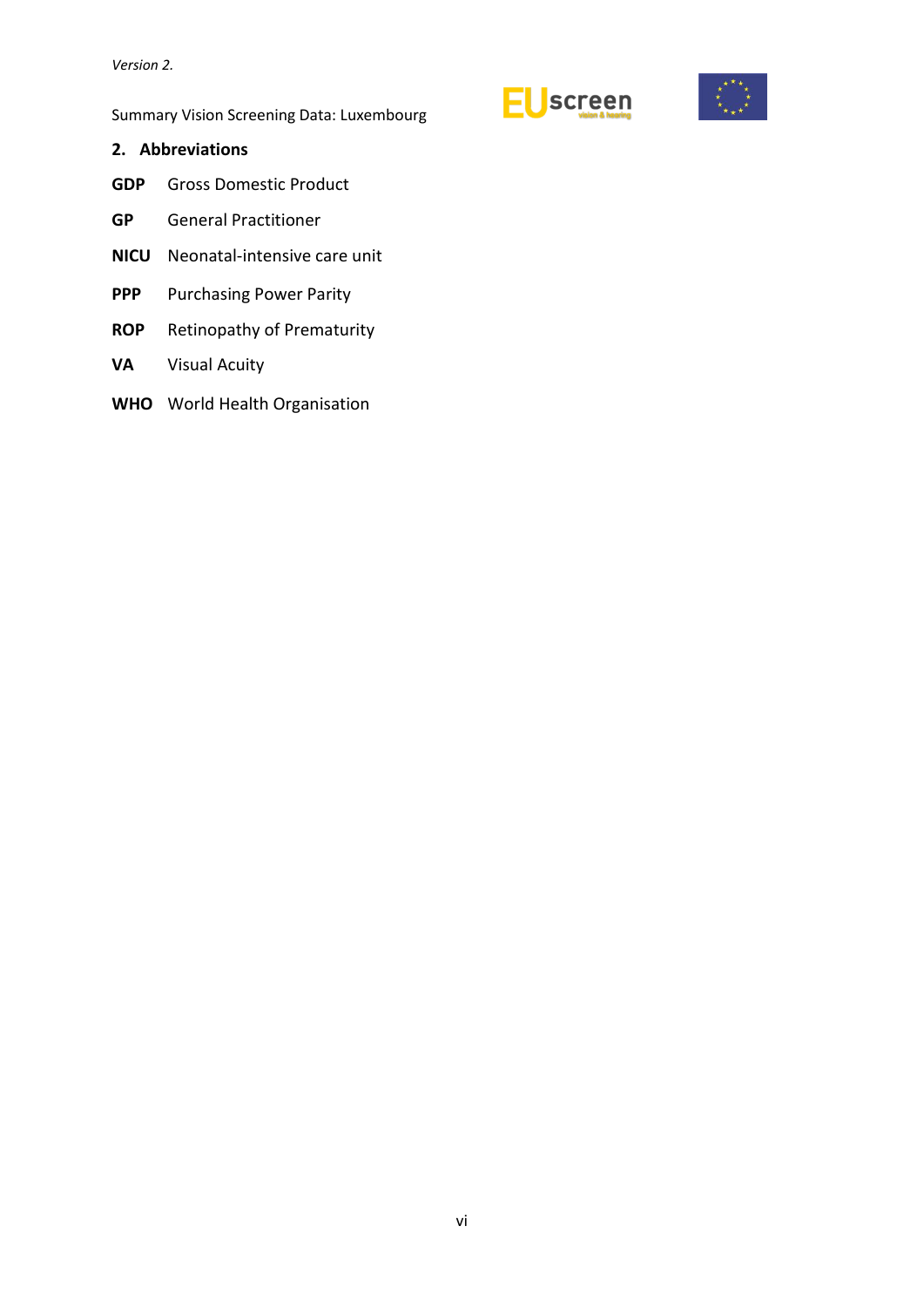## 2. Abbreviations

**GDP** Gross Domestic Product

**GP** General Practitioner

**NICU** Neonatal-intensive care unit

**PPP** Purchasing Power Parity

**ROP** Retinopathy of Prematurity

**VA** Visual Acuity

**WHO** World Health Organisation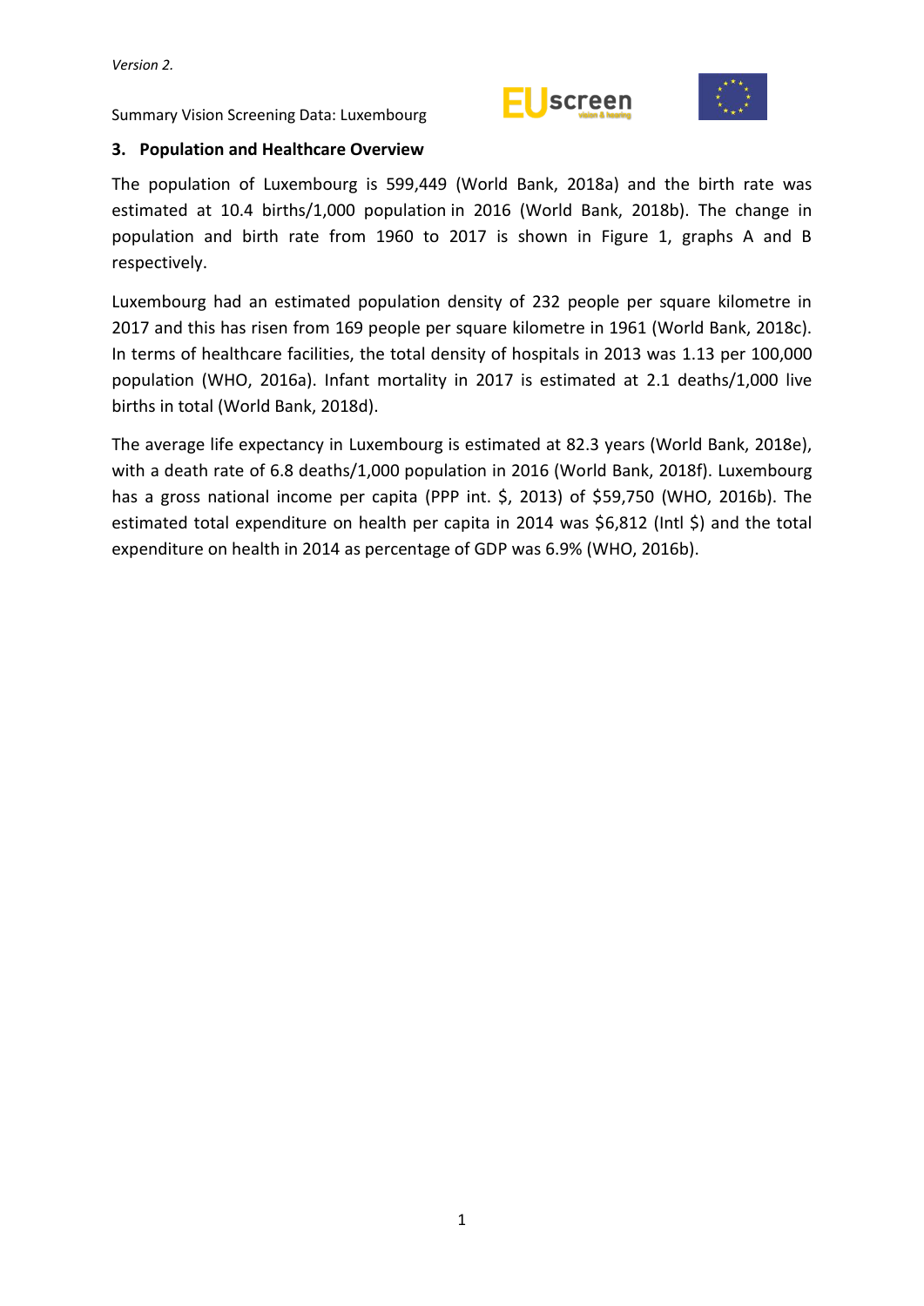## 3. Population and Healthcare Overview

The population of Luxembourg is 599,449 (World Bank, 2018a) and the birth rate was estimated at 10.4 births/1,000 population in 2016 (World Bank, 2018b). The change in population and birth rate from 1960 to 2017 is shown in Figure 1, graphs A and B respectively.

Luxembourg had an estimated population density of 232 people per square kilometre in 2017 and this has risen from 169 people per square kilometre in 1961 (World Bank, 2018c). In terms of healthcare facilities, the total density of hospitals in 2013 was 1.13 per 100,000 population (WHO, 2016a). Infant mortality in 2017 is estimated at 2.1 deaths/1,000 live births in total (World Bank, 2018d).

The average life expectancy in Luxembourg is estimated at 82.3 years (World Bank, 2018e), with a death rate of 6.8 deaths/1,000 population in 2016 (World Bank, 2018f). Luxembourg has a gross national income per capita (PPP int. $, 2013) of $59,750 (WHO, 2016b). The estimated total expenditure on health per capita in 2014 was $6,812 (Intl $) and the total expenditure on health in 2014 as percentage of GDP was 6.9% (WHO, 2016b).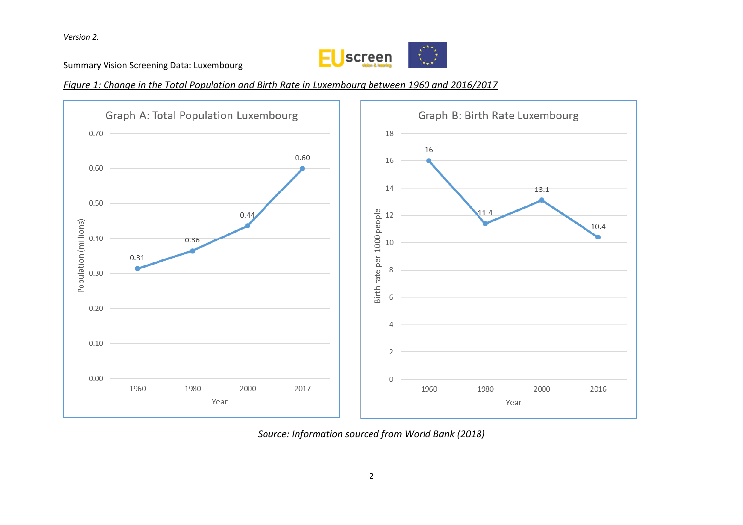Version 2.

Summary Vision Screening Data: Luxembourg

*Figure 1: Change in the Total Population and Birth Rate in Luxembourg between 1960 and 2016/2017*

**Graph A: Total Population Luxembourg**

| Year | Population (millions) |
|---|---|
| 1960 | 0.31 |
| 1980 | 0.36 |
| 2000 | 0.44 |
| 2017 | 0.60 |

**Graph B: Birth Rate Luxembourg**

| Year | Birth rate per 1000 people |
|---|---|
| 1960 | 16 |
| 1980 | 11.4 |
| 2000 | 13.1 |
| 2016 | 10.4 |

*Source: Information sourced from World Bank (2018)*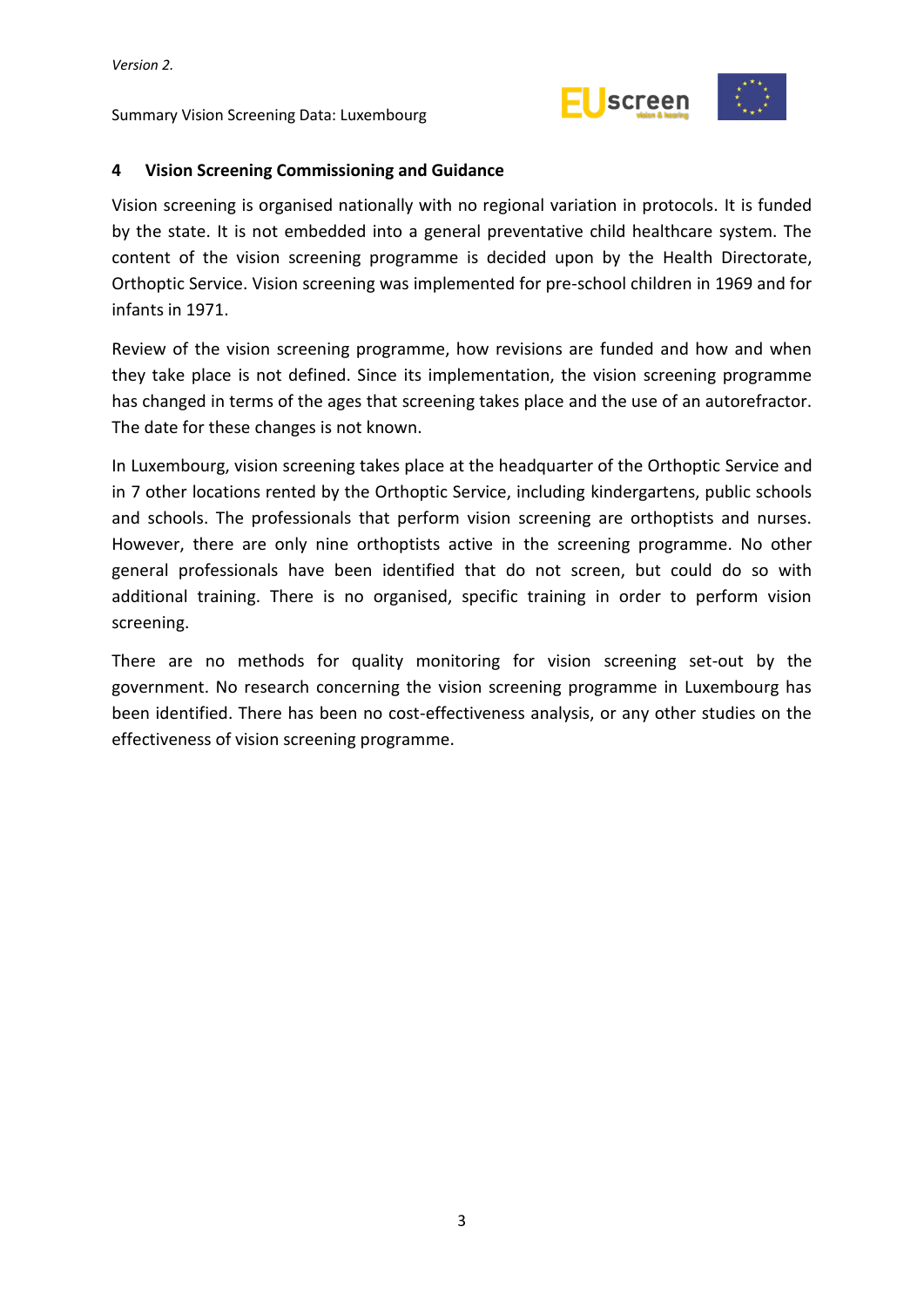## 4 Vision Screening Commissioning and Guidance

Vision screening is organised nationally with no regional variation in protocols. It is funded by the state. It is not embedded into a general preventative child healthcare system. The content of the vision screening programme is decided upon by the Health Directorate, Orthoptic Service. Vision screening was implemented for pre-school children in 1969 and for infants in 1971.

Review of the vision screening programme, how revisions are funded and how and when they take place is not defined. Since its implementation, the vision screening programme has changed in terms of the ages that screening takes place and the use of an autorefractor. The date for these changes is not known.

In Luxembourg, vision screening takes place at the headquarter of the Orthoptic Service and in 7 other locations rented by the Orthoptic Service, including kindergartens, public schools and schools. The professionals that perform vision screening are orthoptists and nurses. However, there are only nine orthoptists active in the screening programme. No other general professionals have been identified that do not screen, but could do so with additional training. There is no organised, specific training in order to perform vision screening.

There are no methods for quality monitoring for vision screening set-out by the government. No research concerning the vision screening programme in Luxembourg has been identified. There has been no cost-effectiveness analysis, or any other studies on the effectiveness of vision screening programme.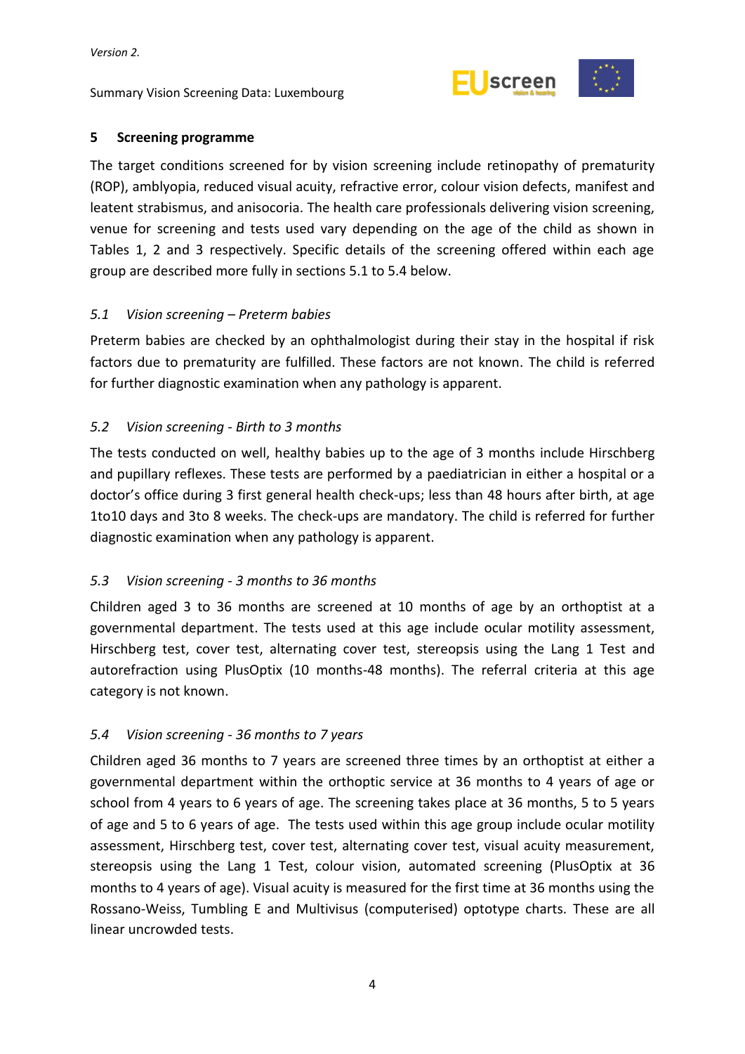## 5 Screening programme

The target conditions screened for by vision screening include retinopathy of prematurity (ROP), amblyopia, reduced visual acuity, refractive error, colour vision defects, manifest and leatent strabismus, and anisocoria. The health care professionals delivering vision screening, venue for screening and tests used vary depending on the age of the child as shown in Tables 1, 2 and 3 respectively. Specific details of the screening offered within each age group are described more fully in sections 5.1 to 5.4 below.

### *5.1 Vision screening – Preterm babies*

Preterm babies are checked by an ophthalmologist during their stay in the hospital if risk factors due to prematurity are fulfilled. These factors are not known. The child is referred for further diagnostic examination when any pathology is apparent.

### *5.2 Vision screening - Birth to 3 months*

The tests conducted on well, healthy babies up to the age of 3 months include Hirschberg and pupillary reflexes. These tests are performed by a paediatrician in either a hospital or a doctor's office during 3 first general health check-ups; less than 48 hours after birth, at age 1to10 days and 3to 8 weeks. The check-ups are mandatory. The child is referred for further diagnostic examination when any pathology is apparent.

### *5.3 Vision screening - 3 months to 36 months*

Children aged 3 to 36 months are screened at 10 months of age by an orthoptist at a governmental department. The tests used at this age include ocular motility assessment, Hirschberg test, cover test, alternating cover test, stereopsis using the Lang 1 Test and autorefraction using PlusOptix (10 months-48 months). The referral criteria at this age category is not known.

### *5.4 Vision screening - 36 months to 7 years*

Children aged 36 months to 7 years are screened three times by an orthoptist at either a governmental department within the orthoptic service at 36 months to 4 years of age or school from 4 years to 6 years of age. The screening takes place at 36 months, 5 to 5 years of age and 5 to 6 years of age. The tests used within this age group include ocular motility assessment, Hirschberg test, cover test, alternating cover test, visual acuity measurement, stereopsis using the Lang 1 Test, colour vision, automated screening (PlusOptix at 36 months to 4 years of age). Visual acuity is measured for the first time at 36 months using the Rossano-Weiss, Tumbling E and Multivisus (computerised) optotype charts. These are all linear uncrowded tests.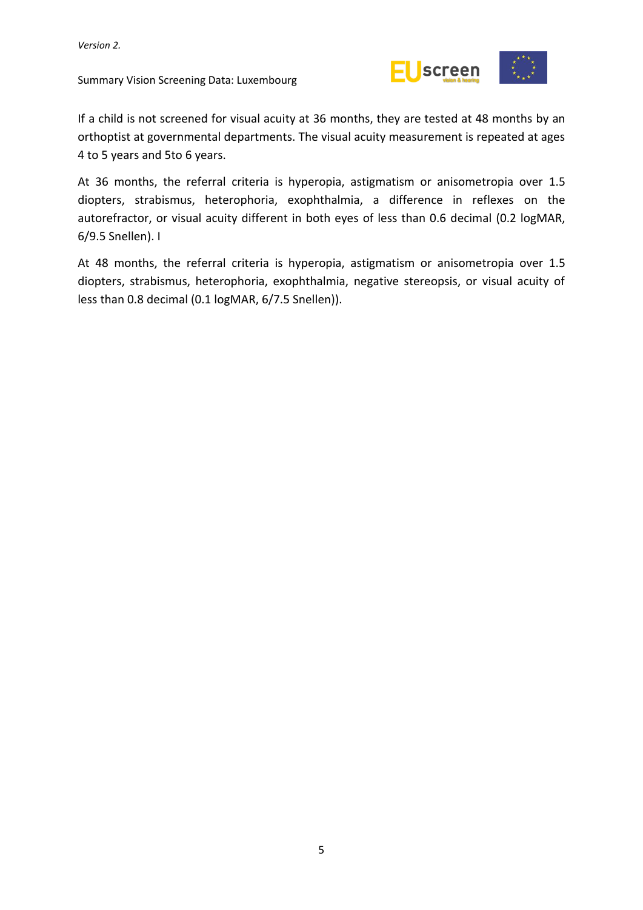If a child is not screened for visual acuity at 36 months, they are tested at 48 months by an orthoptist at governmental departments. The visual acuity measurement is repeated at ages 4 to 5 years and 5to 6 years.

At 36 months, the referral criteria is hyperopia, astigmatism or anisometropia over 1.5 diopters, strabismus, heterophoria, exophthalmia, a difference in reflexes on the autorefractor, or visual acuity different in both eyes of less than 0.6 decimal (0.2 logMAR, 6/9.5 Snellen). I

At 48 months, the referral criteria is hyperopia, astigmatism or anisometropia over 1.5 diopters, strabismus, heterophoria, exophthalmia, negative stereopsis, or visual acuity of less than 0.8 decimal (0.1 logMAR, 6/7.5 Snellen)).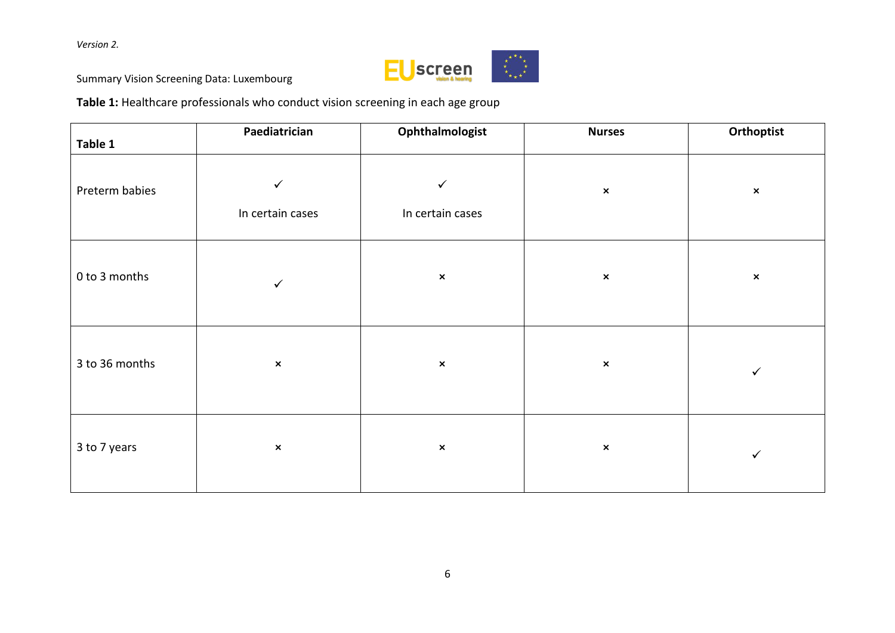*Version 2.*

Summary Vision Screening Data: Luxembourg

**Table 1:** Healthcare professionals who conduct vision screening in each age group

| **Table 1** | **Paediatrician** | **Ophthalmologist** | **Nurses** | **Orthoptist** |
|---|---|---|---|---|
| Preterm babies | ✓ In certain cases | ✓ In certain cases | × | × |
| 0 to 3 months | ✓ | × | × | × |
| 3 to 36 months | × | × | × | ✓ |
| 3 to 7 years | × | × | × | ✓ |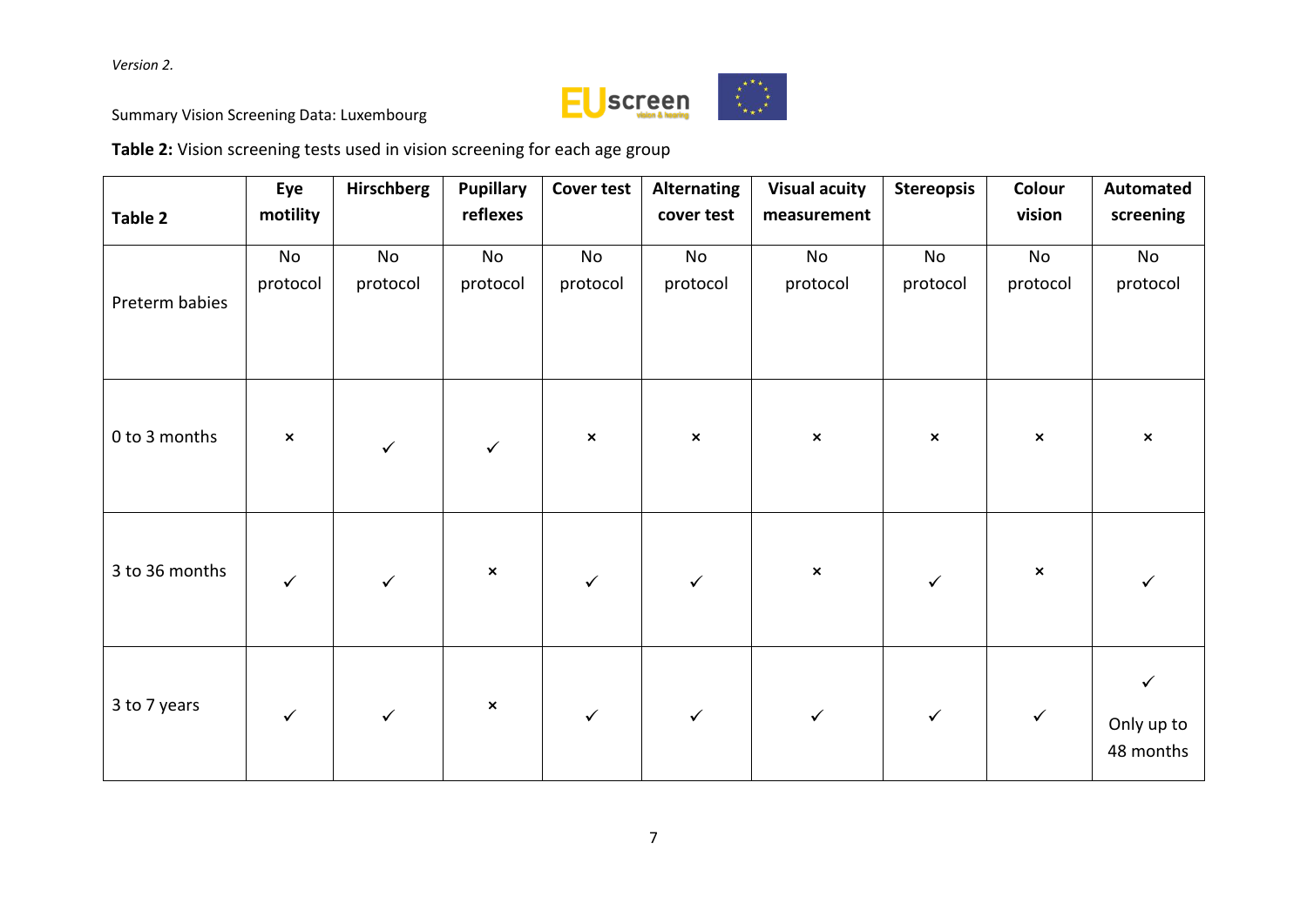*Version 2.*

Summary Vision Screening Data: Luxembourg

**Table 2:** Vision screening tests used in vision screening for each age group

| **Table 2** | **Eye motility** | **Hirschberg** | **Pupillary reflexes** | **Cover test** | **Alternating cover test** | **Visual acuity measurement** | **Stereopsis** | **Colour vision** | **Automated screening** |
|---|---|---|---|---|---|---|---|---|---|
| Preterm babies | No protocol | No protocol | No protocol | No protocol | No protocol | No protocol | No protocol | No protocol | No protocol |
| 0 to 3 months | × | ✓ | ✓ | × | × | × | × | × | × |
| 3 to 36 months | ✓ | ✓ | × | ✓ | ✓ | × | ✓ | × | ✓ |
| 3 to 7 years | ✓ | ✓ | × | ✓ | ✓ | ✓ | ✓ | ✓ | ✓ Only up to 48 months |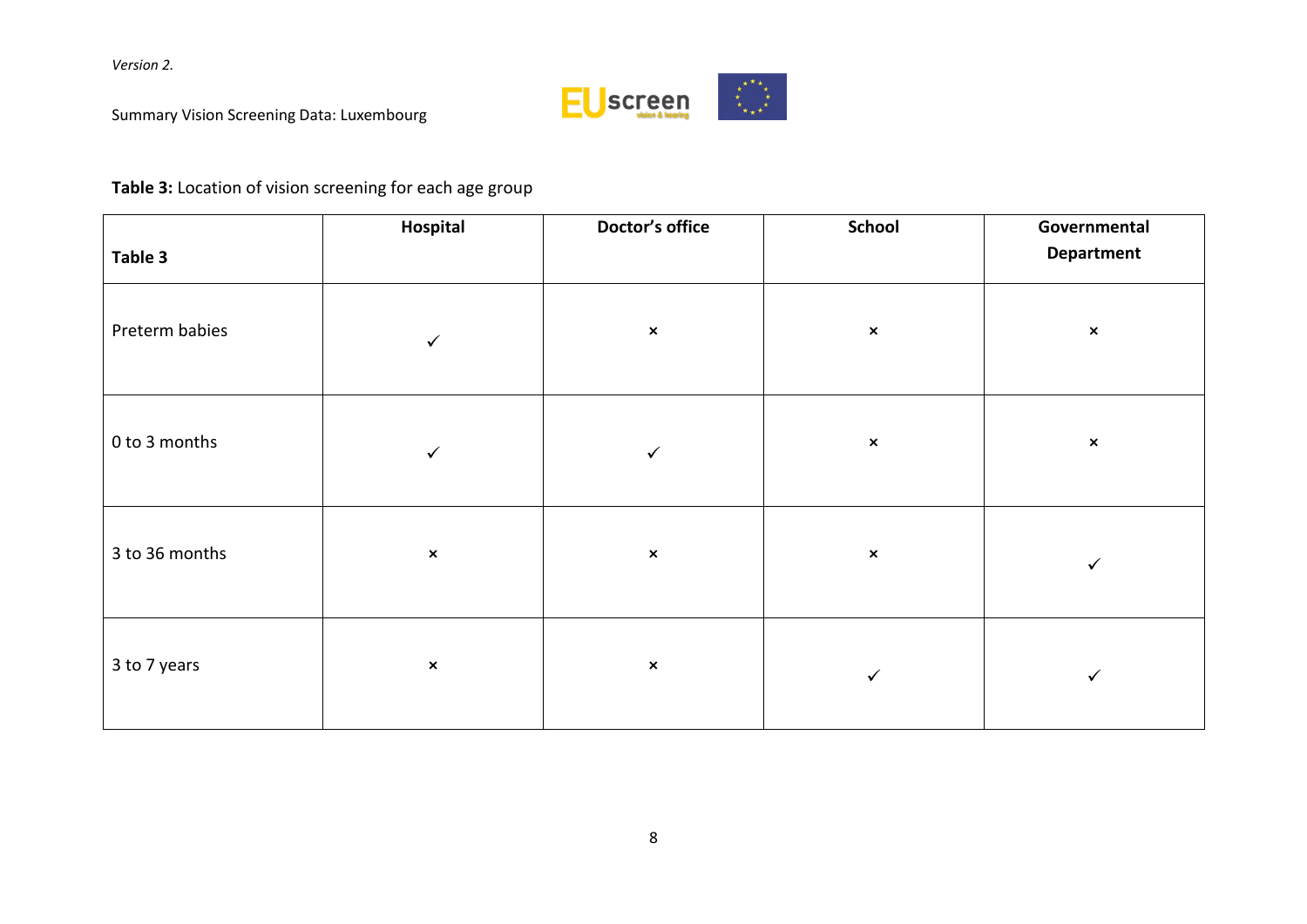**Table 3:** Location of vision screening for each age group

| Table 3 | Hospital | Doctor's office | School | Governmental Department |
|---|---|---|---|---|
| Preterm babies | ✓ | × | × | × |
| 0 to 3 months | ✓ | ✓ | × | × |
| 3 to 36 months | × | × | × | ✓ |
| 3 to 7 years | × | × | ✓ | ✓ |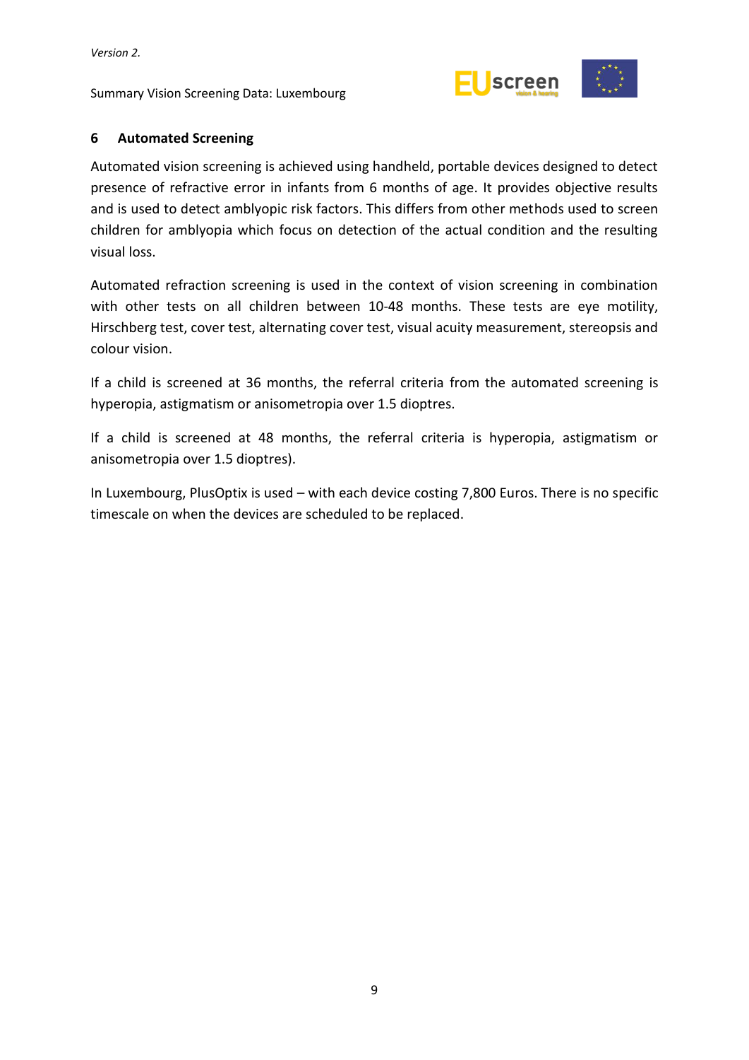## 6 Automated Screening

Automated vision screening is achieved using handheld, portable devices designed to detect presence of refractive error in infants from 6 months of age. It provides objective results and is used to detect amblyopic risk factors. This differs from other methods used to screen children for amblyopia which focus on detection of the actual condition and the resulting visual loss.

Automated refraction screening is used in the context of vision screening in combination with other tests on all children between 10-48 months. These tests are eye motility, Hirschberg test, cover test, alternating cover test, visual acuity measurement, stereopsis and colour vision.

If a child is screened at 36 months, the referral criteria from the automated screening is hyperopia, astigmatism or anisometropia over 1.5 dioptres.

If a child is screened at 48 months, the referral criteria is hyperopia, astigmatism or anisometropia over 1.5 dioptres).

In Luxembourg, PlusOptix is used – with each device costing 7,800 Euros. There is no specific timescale on when the devices are scheduled to be replaced.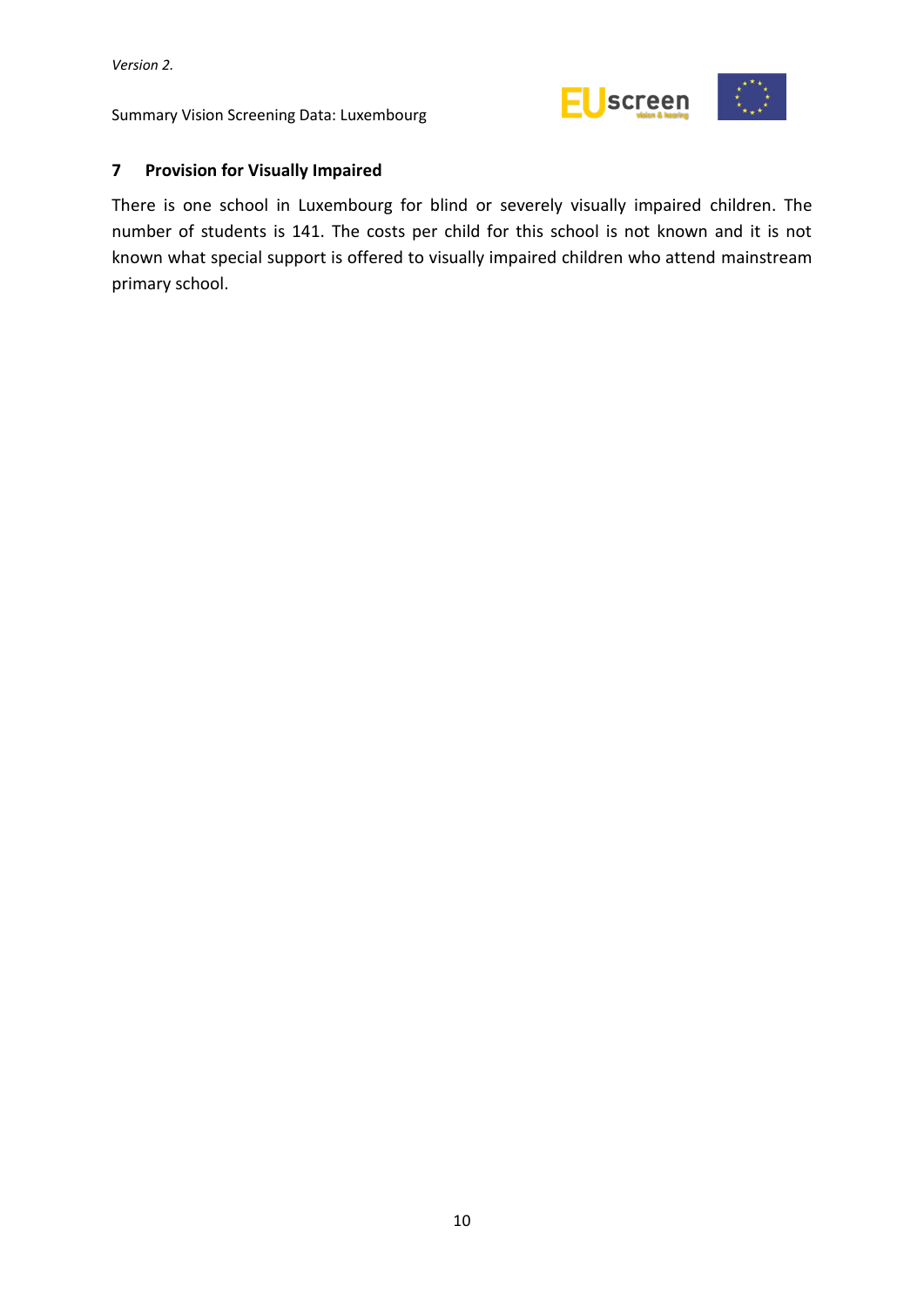## 7 Provision for Visually Impaired

There is one school in Luxembourg for blind or severely visually impaired children. The number of students is 141. The costs per child for this school is not known and it is not known what special support is offered to visually impaired children who attend mainstream primary school.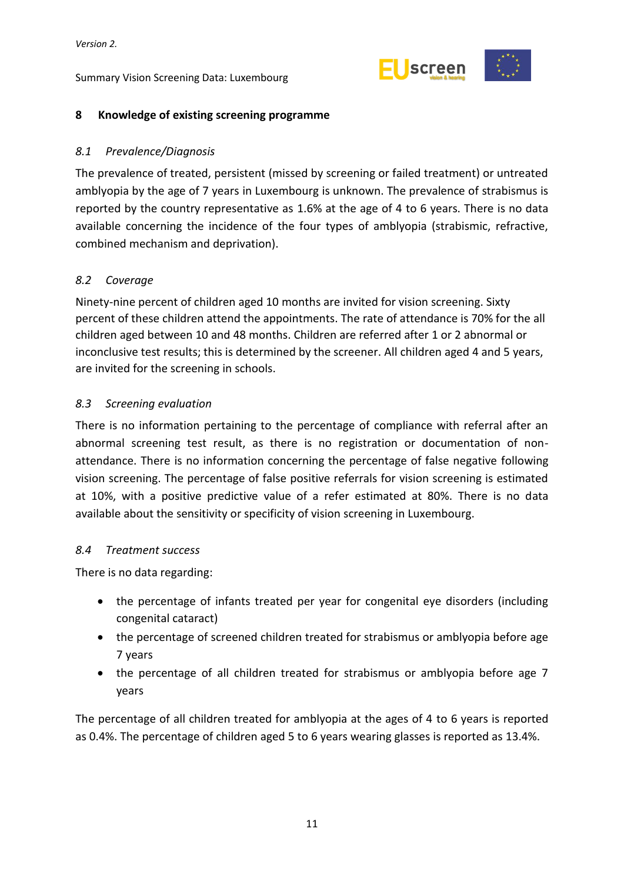## 8 Knowledge of existing screening programme

### *8.1 Prevalence/Diagnosis*

The prevalence of treated, persistent (missed by screening or failed treatment) or untreated amblyopia by the age of 7 years in Luxembourg is unknown. The prevalence of strabismus is reported by the country representative as 1.6% at the age of 4 to 6 years. There is no data available concerning the incidence of the four types of amblyopia (strabismic, refractive, combined mechanism and deprivation).

### *8.2 Coverage*

Ninety-nine percent of children aged 10 months are invited for vision screening. Sixty percent of these children attend the appointments. The rate of attendance is 70% for the all children aged between 10 and 48 months. Children are referred after 1 or 2 abnormal or inconclusive test results; this is determined by the screener. All children aged 4 and 5 years, are invited for the screening in schools.

### *8.3 Screening evaluation*

There is no information pertaining to the percentage of compliance with referral after an abnormal screening test result, as there is no registration or documentation of non-attendance. There is no information concerning the percentage of false negative following vision screening. The percentage of false positive referrals for vision screening is estimated at 10%, with a positive predictive value of a refer estimated at 80%. There is no data available about the sensitivity or specificity of vision screening in Luxembourg.

### *8.4 Treatment success*

There is no data regarding:

- the percentage of infants treated per year for congenital eye disorders (including congenital cataract)
- the percentage of screened children treated for strabismus or amblyopia before age 7 years
- the percentage of all children treated for strabismus or amblyopia before age 7 years

The percentage of all children treated for amblyopia at the ages of 4 to 6 years is reported as 0.4%. The percentage of children aged 5 to 6 years wearing glasses is reported as 13.4%.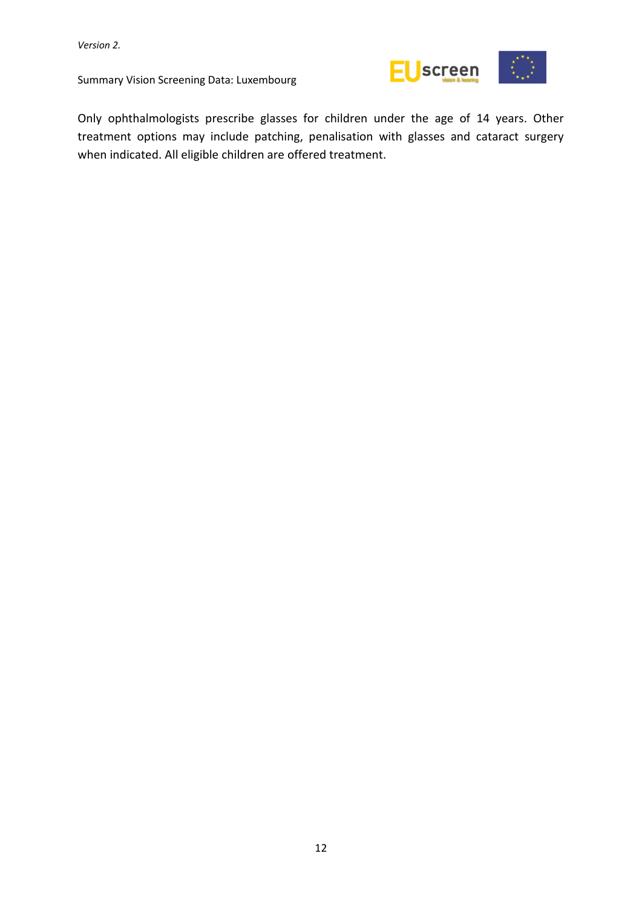Only ophthalmologists prescribe glasses for children under the age of 14 years. Other treatment options may include patching, penalisation with glasses and cataract surgery when indicated. All eligible children are offered treatment.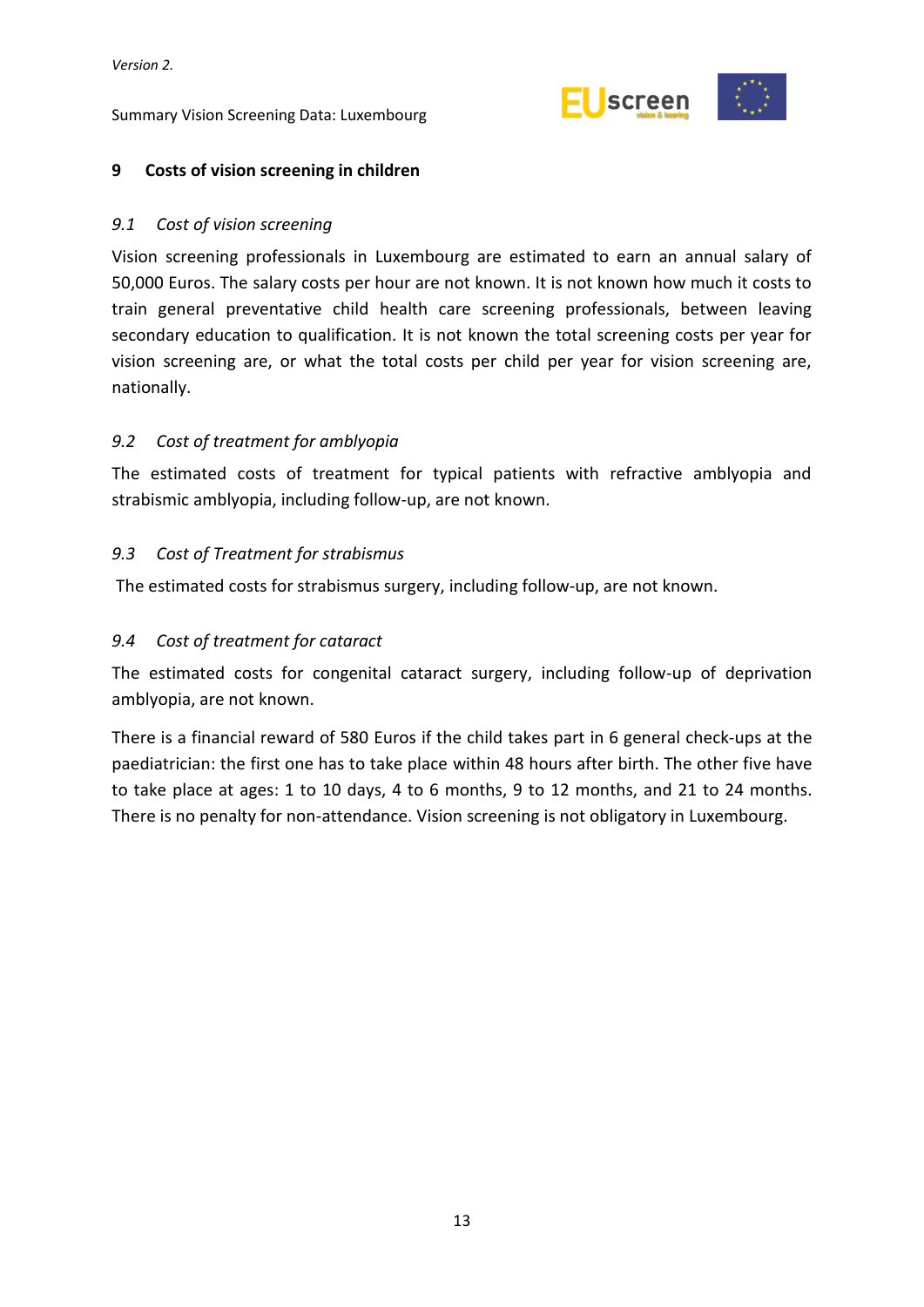## 9 Costs of vision screening in children

### *9.1 Cost of vision screening*

Vision screening professionals in Luxembourg are estimated to earn an annual salary of 50,000 Euros. The salary costs per hour are not known. It is not known how much it costs to train general preventative child health care screening professionals, between leaving secondary education to qualification. It is not known the total screening costs per year for vision screening are, or what the total costs per child per year for vision screening are, nationally.

### *9.2 Cost of treatment for amblyopia*

The estimated costs of treatment for typical patients with refractive amblyopia and strabismic amblyopia, including follow-up, are not known.

### *9.3 Cost of Treatment for strabismus*

The estimated costs for strabismus surgery, including follow-up, are not known.

### *9.4 Cost of treatment for cataract*

The estimated costs for congenital cataract surgery, including follow-up of deprivation amblyopia, are not known.

There is a financial reward of 580 Euros if the child takes part in 6 general check-ups at the paediatrician: the first one has to take place within 48 hours after birth. The other five have to take place at ages: 1 to 10 days, 4 to 6 months, 9 to 12 months, and 21 to 24 months. There is no penalty for non-attendance. Vision screening is not obligatory in Luxembourg.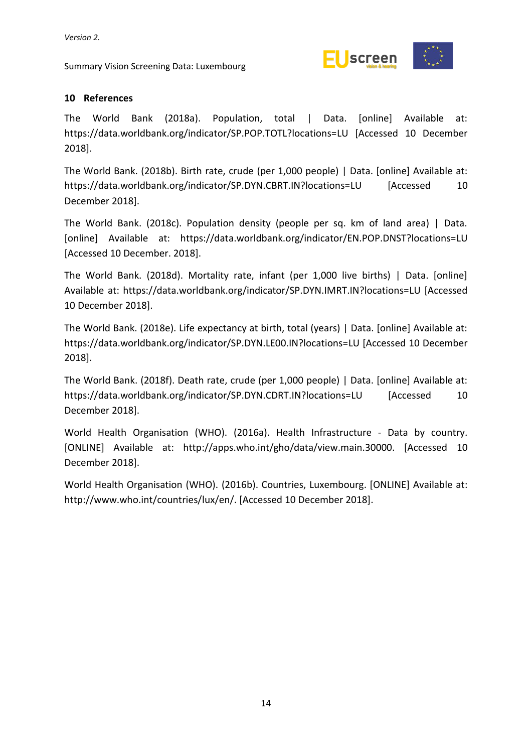## 10 References

The World Bank (2018a). Population, total | Data. [online] Available at: https://data.worldbank.org/indicator/SP.POP.TOTL?locations=LU [Accessed 10 December 2018].

The World Bank. (2018b). Birth rate, crude (per 1,000 people) | Data. [online] Available at: https://data.worldbank.org/indicator/SP.DYN.CBRT.IN?locations=LU [Accessed 10 December 2018].

The World Bank. (2018c). Population density (people per sq. km of land area) | Data. [online] Available at: https://data.worldbank.org/indicator/EN.POP.DNST?locations=LU [Accessed 10 December. 2018].

The World Bank. (2018d). Mortality rate, infant (per 1,000 live births) | Data. [online] Available at: https://data.worldbank.org/indicator/SP.DYN.IMRT.IN?locations=LU [Accessed 10 December 2018].

The World Bank. (2018e). Life expectancy at birth, total (years) | Data. [online] Available at: https://data.worldbank.org/indicator/SP.DYN.LE00.IN?locations=LU [Accessed 10 December 2018].

The World Bank. (2018f). Death rate, crude (per 1,000 people) | Data. [online] Available at: https://data.worldbank.org/indicator/SP.DYN.CDRT.IN?locations=LU [Accessed 10 December 2018].

World Health Organisation (WHO). (2016a). Health Infrastructure - Data by country. [ONLINE] Available at: http://apps.who.int/gho/data/view.main.30000. [Accessed 10 December 2018].

World Health Organisation (WHO). (2016b). Countries, Luxembourg. [ONLINE] Available at: http://www.who.int/countries/lux/en/. [Accessed 10 December 2018].